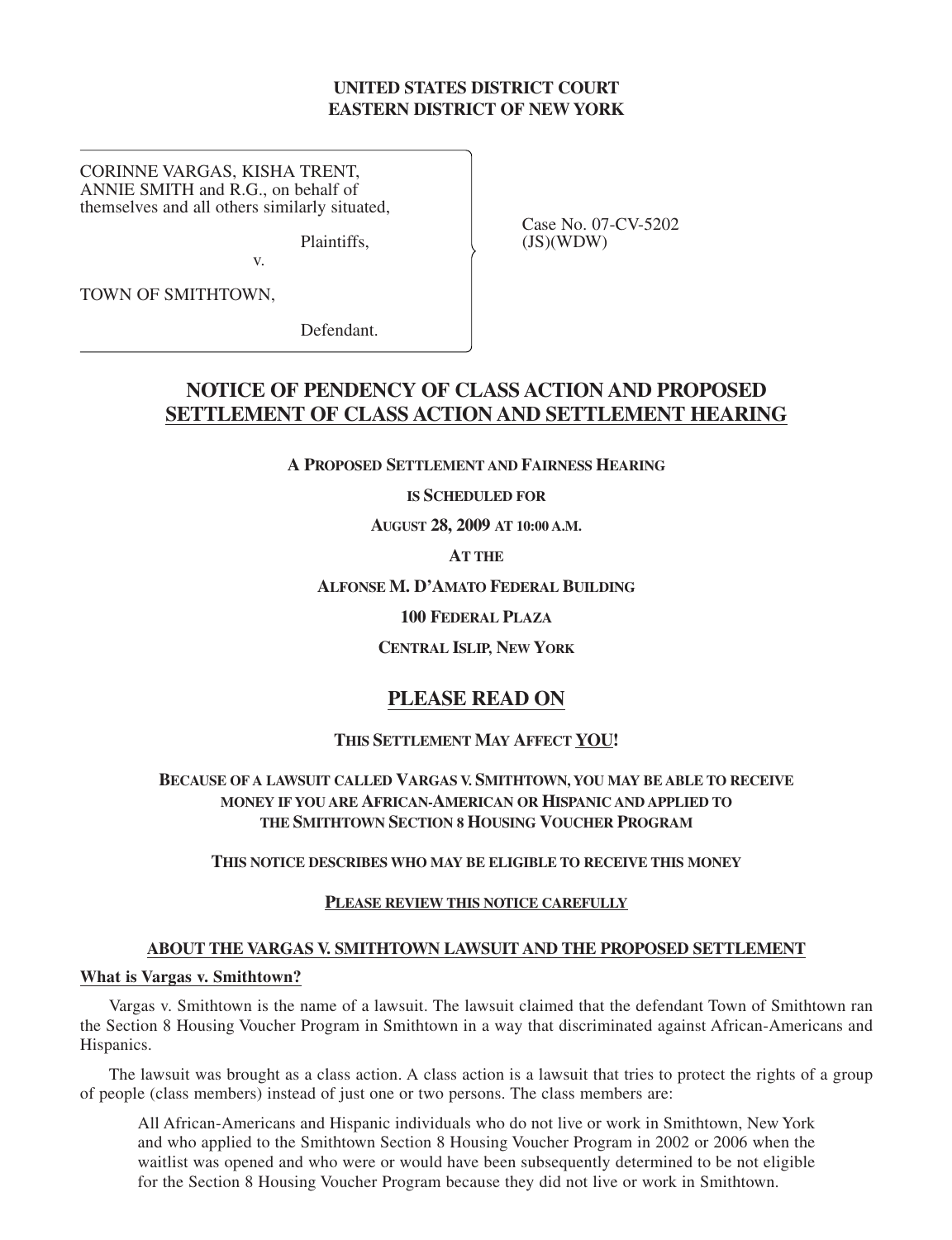**UNITED STATES DISTRICT COURT**
**EASTERN DISTRICT OF NEW YORK**

CORINNE VARGAS, KISHA TRENT, ANNIE SMITH and R.G., on behalf of themselves and all others similarly situated,

Plaintiffs,

v.

TOWN OF SMITHTOWN,

Defendant.

Case No. 07-CV-5202 (JS)(WDW)

# NOTICE OF PENDENCY OF CLASS ACTION AND PROPOSED SETTLEMENT OF CLASS ACTION AND SETTLEMENT HEARING

**A PROPOSED SETTLEMENT AND FAIRNESS HEARING**

**IS SCHEDULED FOR**

**AUGUST 28, 2009 AT 10:00 A.M.**

**AT THE**

**ALFONSE M. D'AMATO FEDERAL BUILDING**

**100 FEDERAL PLAZA**

**CENTRAL ISLIP, NEW YORK**

## PLEASE READ ON

**THIS SETTLEMENT MAY AFFECT YOU!**

**BECAUSE OF A LAWSUIT CALLED VARGAS V. SMITHTOWN, YOU MAY BE ABLE TO RECEIVE MONEY IF YOU ARE AFRICAN-AMERICAN OR HISPANIC AND APPLIED TO THE SMITHTOWN SECTION 8 HOUSING VOUCHER PROGRAM**

**THIS NOTICE DESCRIBES WHO MAY BE ELIGIBLE TO RECEIVE THIS MONEY**

**PLEASE REVIEW THIS NOTICE CAREFULLY**

### ABOUT THE VARGAS V. SMITHTOWN LAWSUIT AND THE PROPOSED SETTLEMENT

**What is Vargas v. Smithtown?**

Vargas v. Smithtown is the name of a lawsuit. The lawsuit claimed that the defendant Town of Smithtown ran the Section 8 Housing Voucher Program in Smithtown in a way that discriminated against African-Americans and Hispanics.

The lawsuit was brought as a class action. A class action is a lawsuit that tries to protect the rights of a group of people (class members) instead of just one or two persons. The class members are:

> All African-Americans and Hispanic individuals who do not live or work in Smithtown, New York and who applied to the Smithtown Section 8 Housing Voucher Program in 2002 or 2006 when the waitlist was opened and who were or would have been subsequently determined to be not eligible for the Section 8 Housing Voucher Program because they did not live or work in Smithtown.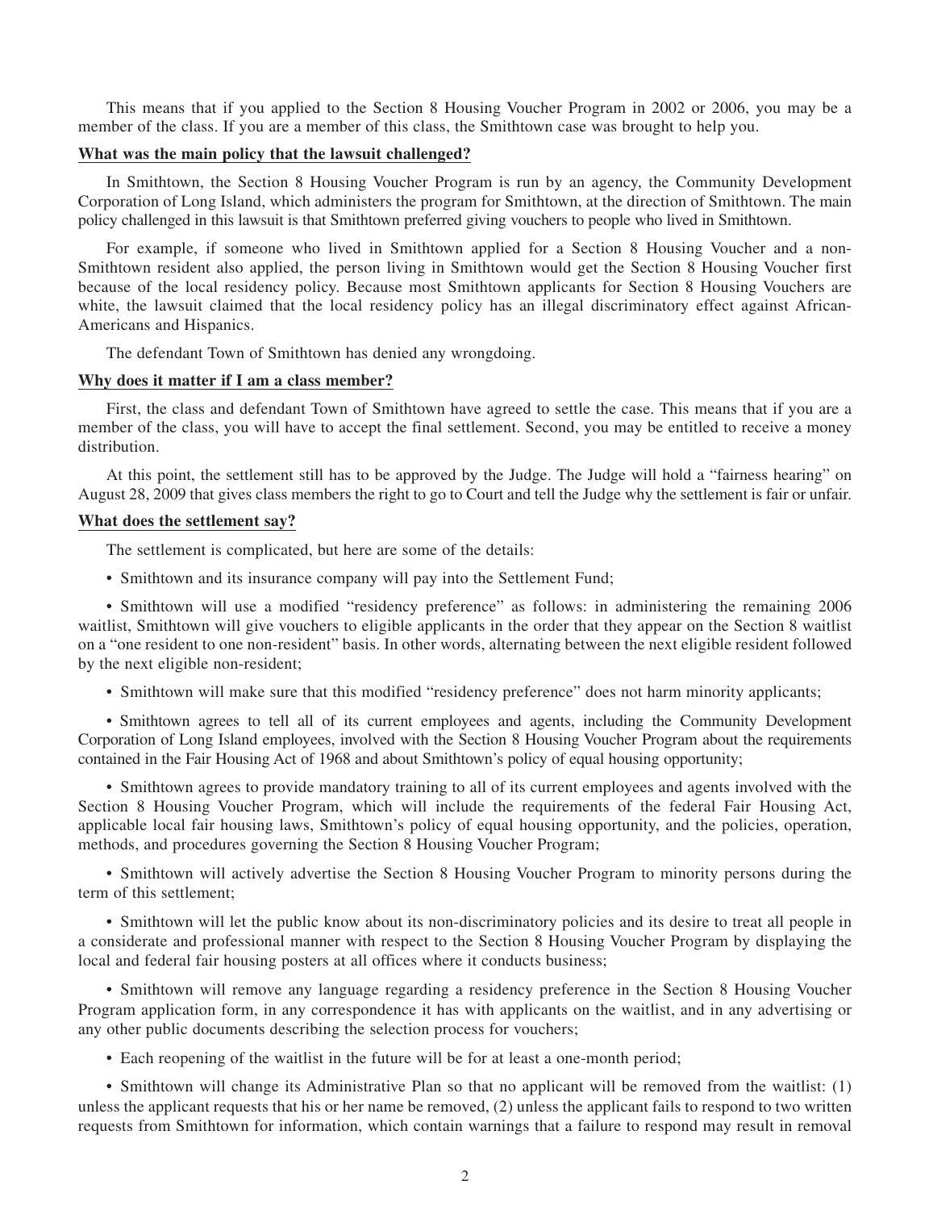This means that if you applied to the Section 8 Housing Voucher Program in 2002 or 2006, you may be a member of the class. If you are a member of this class, the Smithtown case was brought to help you.

**What was the main policy that the lawsuit challenged?**

In Smithtown, the Section 8 Housing Voucher Program is run by an agency, the Community Development Corporation of Long Island, which administers the program for Smithtown, at the direction of Smithtown. The main policy challenged in this lawsuit is that Smithtown preferred giving vouchers to people who lived in Smithtown.

For example, if someone who lived in Smithtown applied for a Section 8 Housing Voucher and a non-Smithtown resident also applied, the person living in Smithtown would get the Section 8 Housing Voucher first because of the local residency policy. Because most Smithtown applicants for Section 8 Housing Vouchers are white, the lawsuit claimed that the local residency policy has an illegal discriminatory effect against African-Americans and Hispanics.

The defendant Town of Smithtown has denied any wrongdoing.

**Why does it matter if I am a class member?**

First, the class and defendant Town of Smithtown have agreed to settle the case. This means that if you are a member of the class, you will have to accept the final settlement. Second, you may be entitled to receive a money distribution.

At this point, the settlement still has to be approved by the Judge. The Judge will hold a "fairness hearing" on August 28, 2009 that gives class members the right to go to Court and tell the Judge why the settlement is fair or unfair.

**What does the settlement say?**

The settlement is complicated, but here are some of the details:

- Smithtown and its insurance company will pay into the Settlement Fund;
- Smithtown will use a modified "residency preference" as follows: in administering the remaining 2006 waitlist, Smithtown will give vouchers to eligible applicants in the order that they appear on the Section 8 waitlist on a "one resident to one non-resident" basis. In other words, alternating between the next eligible resident followed by the next eligible non-resident;
- Smithtown will make sure that this modified "residency preference" does not harm minority applicants;
- Smithtown agrees to tell all of its current employees and agents, including the Community Development Corporation of Long Island employees, involved with the Section 8 Housing Voucher Program about the requirements contained in the Fair Housing Act of 1968 and about Smithtown's policy of equal housing opportunity;
- Smithtown agrees to provide mandatory training to all of its current employees and agents involved with the Section 8 Housing Voucher Program, which will include the requirements of the federal Fair Housing Act, applicable local fair housing laws, Smithtown's policy of equal housing opportunity, and the policies, operation, methods, and procedures governing the Section 8 Housing Voucher Program;
- Smithtown will actively advertise the Section 8 Housing Voucher Program to minority persons during the term of this settlement;
- Smithtown will let the public know about its non-discriminatory policies and its desire to treat all people in a considerate and professional manner with respect to the Section 8 Housing Voucher Program by displaying the local and federal fair housing posters at all offices where it conducts business;
- Smithtown will remove any language regarding a residency preference in the Section 8 Housing Voucher Program application form, in any correspondence it has with applicants on the waitlist, and in any advertising or any other public documents describing the selection process for vouchers;
- Each reopening of the waitlist in the future will be for at least a one-month period;
- Smithtown will change its Administrative Plan so that no applicant will be removed from the waitlist: (1) unless the applicant requests that his or her name be removed, (2) unless the applicant fails to respond to two written requests from Smithtown for information, which contain warnings that a failure to respond may result in removal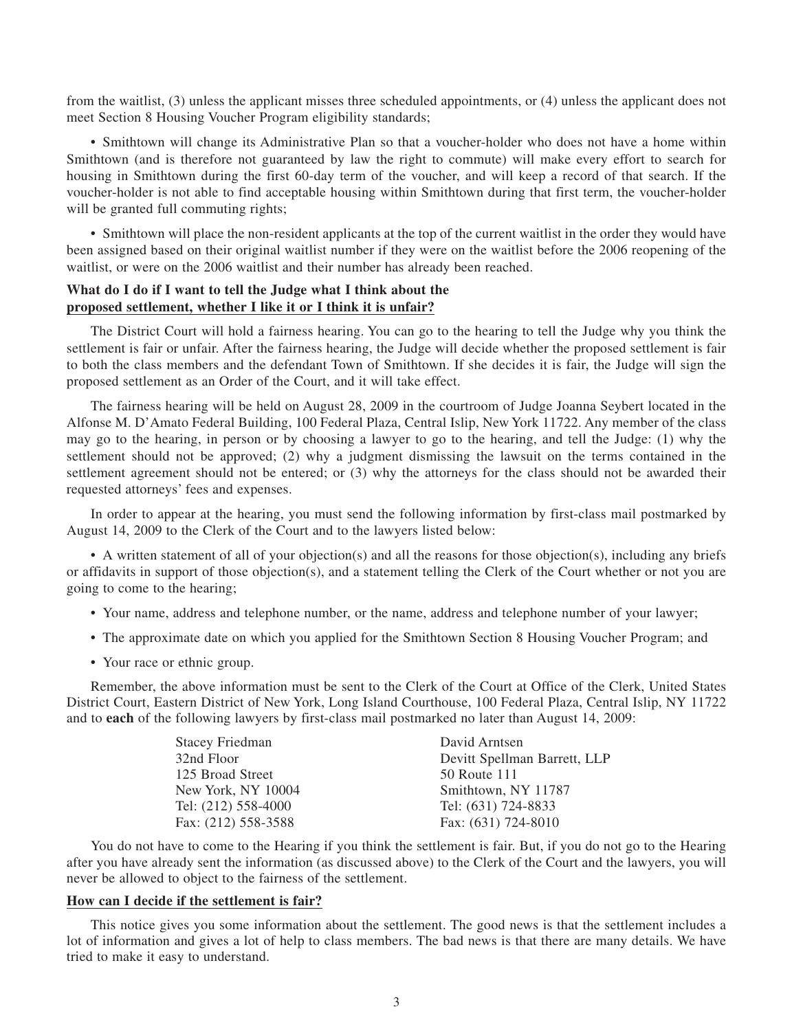from the waitlist, (3) unless the applicant misses three scheduled appointments, or (4) unless the applicant does not meet Section 8 Housing Voucher Program eligibility standards;

• Smithtown will change its Administrative Plan so that a voucher-holder who does not have a home within Smithtown (and is therefore not guaranteed by law the right to commute) will make every effort to search for housing in Smithtown during the first 60-day term of the voucher, and will keep a record of that search. If the voucher-holder is not able to find acceptable housing within Smithtown during that first term, the voucher-holder will be granted full commuting rights;

• Smithtown will place the non-resident applicants at the top of the current waitlist in the order they would have been assigned based on their original waitlist number if they were on the waitlist before the 2006 reopening of the waitlist, or were on the 2006 waitlist and their number has already been reached.

**<u>What do I do if I want to tell the Judge what I think about the proposed settlement, whether I like it or I think it is unfair?</u>**

The District Court will hold a fairness hearing. You can go to the hearing to tell the Judge why you think the settlement is fair or unfair. After the fairness hearing, the Judge will decide whether the proposed settlement is fair to both the class members and the defendant Town of Smithtown. If she decides it is fair, the Judge will sign the proposed settlement as an Order of the Court, and it will take effect.

The fairness hearing will be held on August 28, 2009 in the courtroom of Judge Joanna Seybert located in the Alfonse M. D'Amato Federal Building, 100 Federal Plaza, Central Islip, New York 11722. Any member of the class may go to the hearing, in person or by choosing a lawyer to go to the hearing, and tell the Judge: (1) why the settlement should not be approved; (2) why a judgment dismissing the lawsuit on the terms contained in the settlement agreement should not be entered; or (3) why the attorneys for the class should not be awarded their requested attorneys' fees and expenses.

In order to appear at the hearing, you must send the following information by first-class mail postmarked by August 14, 2009 to the Clerk of the Court and to the lawyers listed below:

• A written statement of all of your objection(s) and all the reasons for those objection(s), including any briefs or affidavits in support of those objection(s), and a statement telling the Clerk of the Court whether or not you are going to come to the hearing;

• Your name, address and telephone number, or the name, address and telephone number of your lawyer;

• The approximate date on which you applied for the Smithtown Section 8 Housing Voucher Program; and

• Your race or ethnic group.

Remember, the above information must be sent to the Clerk of the Court at Office of the Clerk, United States District Court, Eastern District of New York, Long Island Courthouse, 100 Federal Plaza, Central Islip, NY 11722 and to **each** of the following lawyers by first-class mail postmarked no later than August 14, 2009:

Stacey Friedman
32nd Floor
125 Broad Street
New York, NY 10004
Tel: (212) 558-4000
Fax: (212) 558-3588

David Arntsen
Devitt Spellman Barrett, LLP
50 Route 111
Smithtown, NY 11787
Tel: (631) 724-8833
Fax: (631) 724-8010

You do not have to come to the Hearing if you think the settlement is fair. But, if you do not go to the Hearing after you have already sent the information (as discussed above) to the Clerk of the Court and the lawyers, you will never be allowed to object to the fairness of the settlement.

**<u>How can I decide if the settlement is fair?</u>**

This notice gives you some information about the settlement. The good news is that the settlement includes a lot of information and gives a lot of help to class members. The bad news is that there are many details. We have tried to make it easy to understand.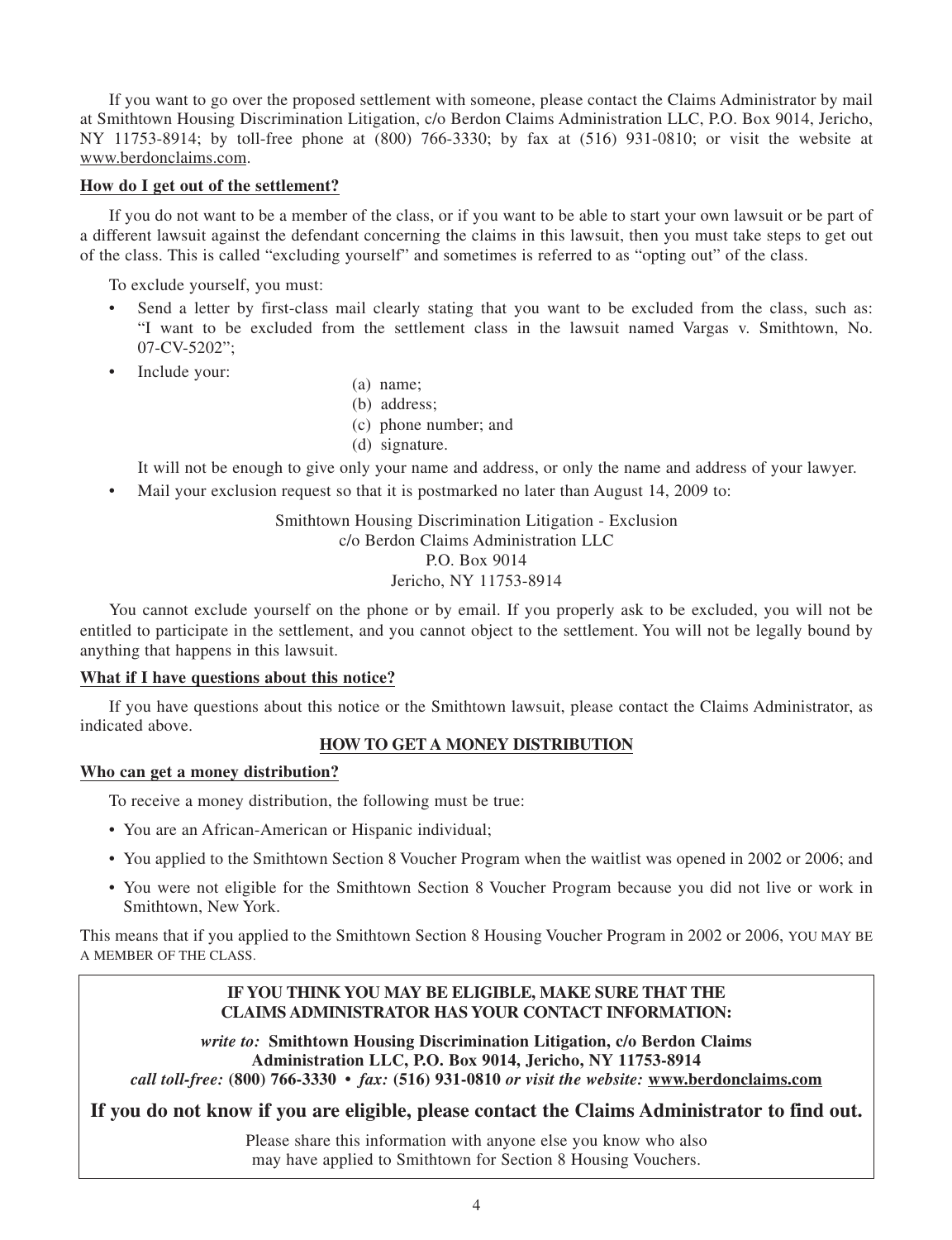If you want to go over the proposed settlement with someone, please contact the Claims Administrator by mail at Smithtown Housing Discrimination Litigation, c/o Berdon Claims Administration LLC, P.O. Box 9014, Jericho, NY 11753-8914; by toll-free phone at (800) 766-3330; by fax at (516) 931-0810; or visit the website at www.berdonclaims.com.

**How do I get out of the settlement?**

If you do not want to be a member of the class, or if you want to be able to start your own lawsuit or be part of a different lawsuit against the defendant concerning the claims in this lawsuit, then you must take steps to get out of the class. This is called "excluding yourself" and sometimes is referred to as "opting out" of the class.

To exclude yourself, you must:

- Send a letter by first-class mail clearly stating that you want to be excluded from the class, such as: "I want to be excluded from the settlement class in the lawsuit named Vargas v. Smithtown, No. 07-CV-5202";
- Include your:
  - (a) name;
  - (b) address;
  - (c) phone number; and
  - (d) signature.

  It will not be enough to give only your name and address, or only the name and address of your lawyer.
- Mail your exclusion request so that it is postmarked no later than August 14, 2009 to:

Smithtown Housing Discrimination Litigation - Exclusion
c/o Berdon Claims Administration LLC
P.O. Box 9014
Jericho, NY 11753-8914

You cannot exclude yourself on the phone or by email. If you properly ask to be excluded, you will not be entitled to participate in the settlement, and you cannot object to the settlement. You will not be legally bound by anything that happens in this lawsuit.

**What if I have questions about this notice?**

If you have questions about this notice or the Smithtown lawsuit, please contact the Claims Administrator, as indicated above.

## HOW TO GET A MONEY DISTRIBUTION

**Who can get a money distribution?**

To receive a money distribution, the following must be true:

- You are an African-American or Hispanic individual;
- You applied to the Smithtown Section 8 Voucher Program when the waitlist was opened in 2002 or 2006; and
- You were not eligible for the Smithtown Section 8 Voucher Program because you did not live or work in Smithtown, New York.

This means that if you applied to the Smithtown Section 8 Housing Voucher Program in 2002 or 2006, YOU MAY BE A MEMBER OF THE CLASS.

**IF YOU THINK YOU MAY BE ELIGIBLE, MAKE SURE THAT THE CLAIMS ADMINISTRATOR HAS YOUR CONTACT INFORMATION:**

*write to:* **Smithtown Housing Discrimination Litigation, c/o Berdon Claims Administration LLC, P.O. Box 9014, Jericho, NY 11753-8914**
*call toll-free:* **(800) 766-3330** • *fax:* **(516) 931-0810** *or visit the website:* **www.berdonclaims.com**

**If you do not know if you are eligible, please contact the Claims Administrator to find out.**

Please share this information with anyone else you know who also may have applied to Smithtown for Section 8 Housing Vouchers.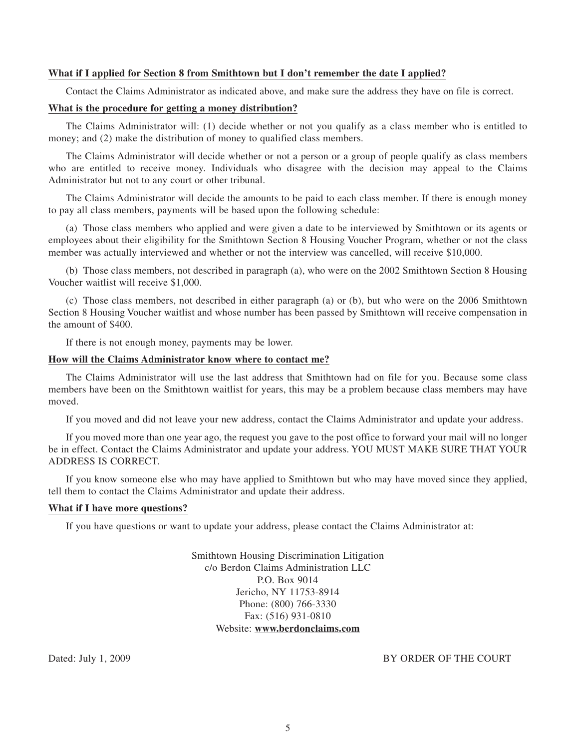**What if I applied for Section 8 from Smithtown but I don't remember the date I applied?**

Contact the Claims Administrator as indicated above, and make sure the address they have on file is correct.

**What is the procedure for getting a money distribution?**

The Claims Administrator will: (1) decide whether or not you qualify as a class member who is entitled to money; and (2) make the distribution of money to qualified class members.

The Claims Administrator will decide whether or not a person or a group of people qualify as class members who are entitled to receive money. Individuals who disagree with the decision may appeal to the Claims Administrator but not to any court or other tribunal.

The Claims Administrator will decide the amounts to be paid to each class member. If there is enough money to pay all class members, payments will be based upon the following schedule:

(a) Those class members who applied and were given a date to be interviewed by Smithtown or its agents or employees about their eligibility for the Smithtown Section 8 Housing Voucher Program, whether or not the class member was actually interviewed and whether or not the interview was cancelled, will receive $10,000.

(b) Those class members, not described in paragraph (a), who were on the 2002 Smithtown Section 8 Housing Voucher waitlist will receive $1,000.

(c) Those class members, not described in either paragraph (a) or (b), but who were on the 2006 Smithtown Section 8 Housing Voucher waitlist and whose number has been passed by Smithtown will receive compensation in the amount of $400.

If there is not enough money, payments may be lower.

**How will the Claims Administrator know where to contact me?**

The Claims Administrator will use the last address that Smithtown had on file for you. Because some class members have been on the Smithtown waitlist for years, this may be a problem because class members may have moved.

If you moved and did not leave your new address, contact the Claims Administrator and update your address.

If you moved more than one year ago, the request you gave to the post office to forward your mail will no longer be in effect. Contact the Claims Administrator and update your address. YOU MUST MAKE SURE THAT YOUR ADDRESS IS CORRECT.

If you know someone else who may have applied to Smithtown but who may have moved since they applied, tell them to contact the Claims Administrator and update their address.

**What if I have more questions?**

If you have questions or want to update your address, please contact the Claims Administrator at:

Smithtown Housing Discrimination Litigation
c/o Berdon Claims Administration LLC
P.O. Box 9014
Jericho, NY 11753-8914
Phone: (800) 766-3330
Fax: (516) 931-0810
Website: **www.berdonclaims.com**

Dated: July 1, 2009

BY ORDER OF THE COURT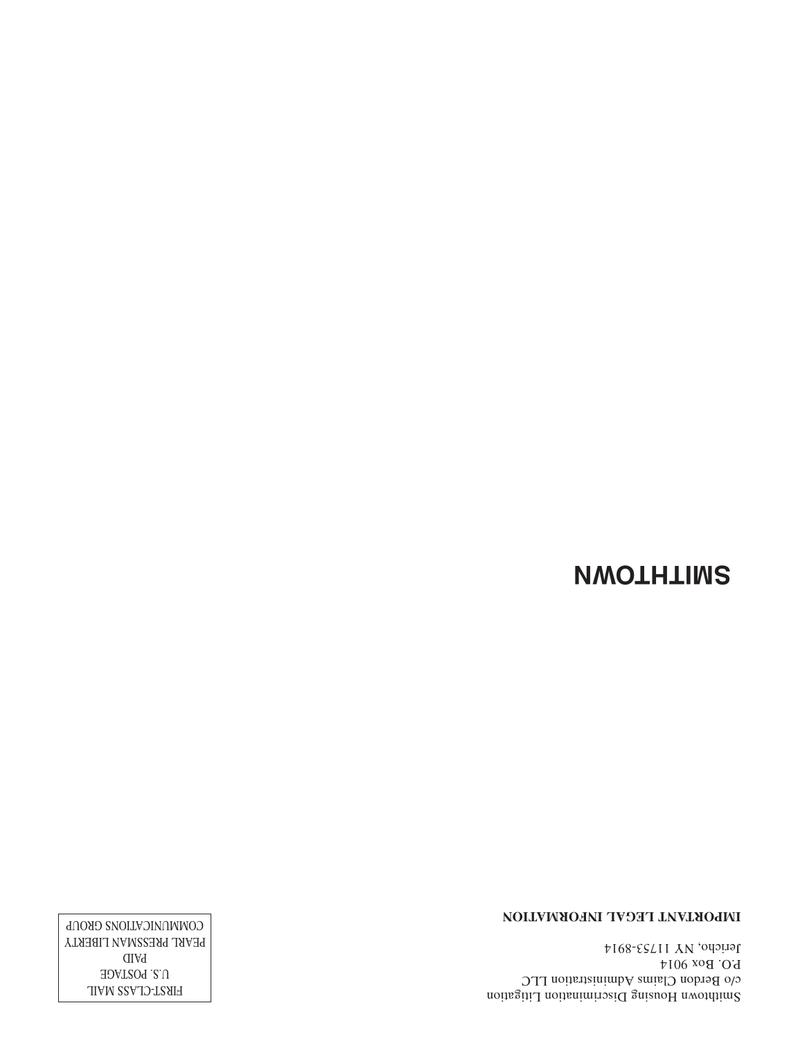SMITHTOWN

Smithtown Housing Discrimination Litigation
c/o Berdon Claims Administration LLC
P.O. Box 9014
Jericho, NY 11753-8914

**IMPORTANT LEGAL INFORMATION**

FIRST-CLASS MAIL
U.S. POSTAGE
PAID
PEARL PRESSMAN LIBERTY
COMMUNICATIONS GROUP